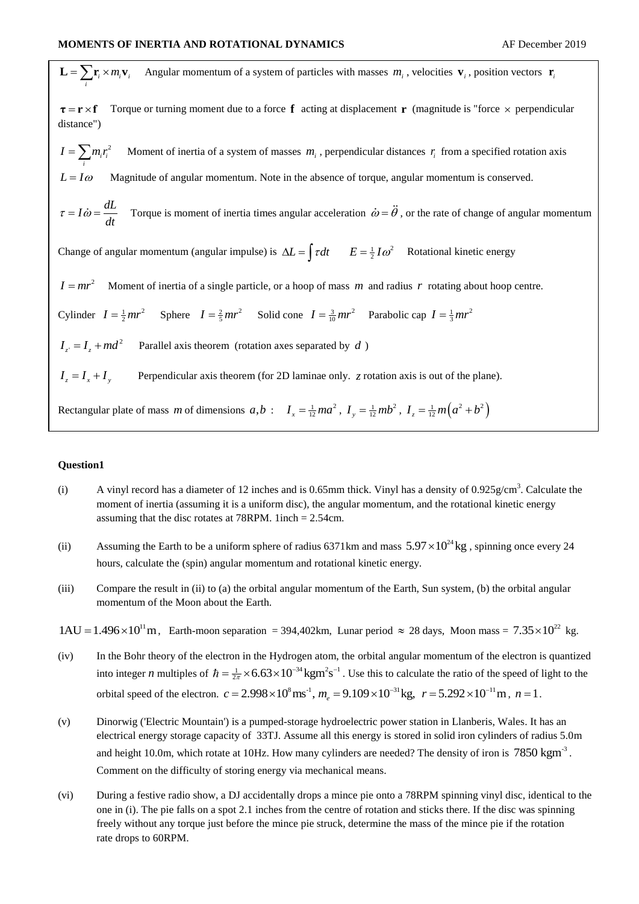**MOMENTS OF INERTIA AND ROTATIONAL DYNAMICS** AF December 2019

$\mathbf{L} = \sum_i \mathbf{r}_i \times m_i \mathbf{v}_i$ Angular momentum of a system of particles with masses $m_i$, velocities $\mathbf{v}_i$, position vectors $\mathbf{r}_i$

$\boldsymbol{\tau} = \mathbf{r} \times \mathbf{f}$ Torque or turning moment due to a force $\mathbf{f}$ acting at displacement $\mathbf{r}$ (magnitude is "force $\times$ perpendicular distance")

$I = \sum_i m_i r_i^2$ Moment of inertia of a system of masses $m_i$, perpendicular distances $r_i$ from a specified rotation axis

$L = I\omega$ Magnitude of angular momentum. Note in the absence of torque, angular momentum is conserved.

$\tau = I\dot{\omega} = \dfrac{dL}{dt}$ Torque is moment of inertia times angular acceleration $\dot{\omega} = \ddot{\theta}$, or the rate of change of angular momentum

Change of angular momentum (angular impulse) is $\Delta L = \int \tau dt$ $E = \frac{1}{2} I\omega^2$ Rotational kinetic energy

$I = mr^2$ Moment of inertia of a single particle, or a hoop of mass $m$ and radius $r$ rotating about hoop centre.

Cylinder $I = \frac{1}{2}mr^2$ Sphere $I = \frac{2}{5}mr^2$ Solid cone $I = \frac{3}{10}mr^2$ Parabolic cap $I = \frac{1}{3}mr^2$

$I_{z'} = I_z + md^2$ Parallel axis theorem (rotation axes separated by $d$ )

$I_z = I_x + I_y$ Perpendicular axis theorem (for 2D laminae only. $z$ rotation axis is out of the plane).

Rectangular plate of mass $m$ of dimensions $a, b$ : $I_x = \frac{1}{12}ma^2$, $I_y = \frac{1}{12}mb^2$, $I_z = \frac{1}{12}m\left(a^2 + b^2\right)$

**Question1**

(i) A vinyl record has a diameter of 12 inches and is 0.65mm thick. Vinyl has a density of 0.925g/cm$^3$. Calculate the moment of inertia (assuming it is a uniform disc), the angular momentum, and the rotational kinetic energy assuming that the disc rotates at 78RPM. 1inch = 2.54cm.

(ii) Assuming the Earth to be a uniform sphere of radius 6371km and mass $5.97 \times 10^{24}\,\text{kg}$, spinning once every 24 hours, calculate the (spin) angular momentum and rotational kinetic energy.

(iii) Compare the result in (ii) to (a) the orbital angular momentum of the Earth, Sun system, (b) the orbital angular momentum of the Moon about the Earth.

$1\text{AU} = 1.496 \times 10^{11}\,\text{m}$, Earth-moon separation = 394,402km, Lunar period $\approx$ 28 days, Moon mass = $7.35 \times 10^{22}$ kg.

(iv) In the Bohr theory of the electron in the Hydrogen atom, the orbital angular momentum of the electron is quantized into integer *n* multiples of $\hbar = \frac{1}{2\pi} \times 6.63 \times 10^{-34}\,\text{kgm}^2\text{s}^{-1}$. Use this to calculate the ratio of the speed of light to the orbital speed of the electron. $c = 2.998 \times 10^8\,\text{ms}^{-1}$, $m_e = 9.109 \times 10^{-31}\,\text{kg}$, $r = 5.292 \times 10^{-11}\,\text{m}$, $n = 1$.

(v) Dinorwig ('Electric Mountain') is a pumped-storage hydroelectric power station in Llanberis, Wales. It has an electrical energy storage capacity of 33TJ. Assume all this energy is stored in solid iron cylinders of radius 5.0m and height 10.0m, which rotate at 10Hz. How many cylinders are needed? The density of iron is $7850\,\text{kgm}^{-3}$. Comment on the difficulty of storing energy via mechanical means.

(vi) During a festive radio show, a DJ accidentally drops a mince pie onto a 78RPM spinning vinyl disc, identical to the one in (i). The pie falls on a spot 2.1 inches from the centre of rotation and sticks there. If the disc was spinning freely without any torque just before the mince pie struck, determine the mass of the mince pie if the rotation rate drops to 60RPM.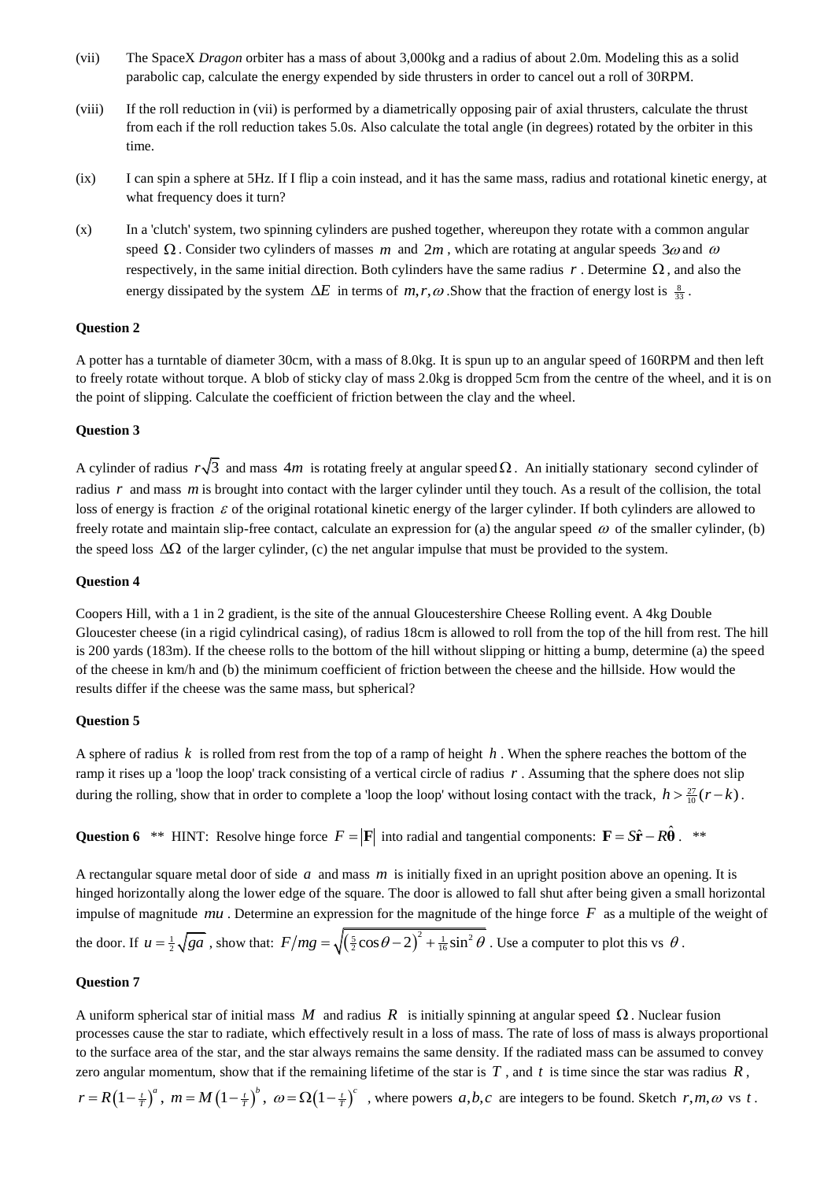(vii) The SpaceX *Dragon* orbiter has a mass of about 3,000kg and a radius of about 2.0m. Modeling this as a solid parabolic cap, calculate the energy expended by side thrusters in order to cancel out a roll of 30RPM.

(viii) If the roll reduction in (vii) is performed by a diametrically opposing pair of axial thrusters, calculate the thrust from each if the roll reduction takes 5.0s. Also calculate the total angle (in degrees) rotated by the orbiter in this time.

(ix) I can spin a sphere at 5Hz. If I flip a coin instead, and it has the same mass, radius and rotational kinetic energy, at what frequency does it turn?

(x) In a 'clutch' system, two spinning cylinders are pushed together, whereupon they rotate with a common angular speed $\Omega$. Consider two cylinders of masses $m$ and $2m$, which are rotating at angular speeds $3\omega$ and $\omega$ respectively, in the same initial direction. Both cylinders have the same radius $r$. Determine $\Omega$, and also the energy dissipated by the system $\Delta E$ in terms of $m, r, \omega$. Show that the fraction of energy lost is $\frac{8}{33}$.

**Question 2**

A potter has a turntable of diameter 30cm, with a mass of 8.0kg. It is spun up to an angular speed of 160RPM and then left to freely rotate without torque. A blob of sticky clay of mass 2.0kg is dropped 5cm from the centre of the wheel, and it is on the point of slipping. Calculate the coefficient of friction between the clay and the wheel.

**Question 3**

A cylinder of radius $r\sqrt{3}$ and mass $4m$ is rotating freely at angular speed $\Omega$. An initially stationary second cylinder of radius $r$ and mass $m$ is brought into contact with the larger cylinder until they touch. As a result of the collision, the total loss of energy is fraction $\varepsilon$ of the original rotational kinetic energy of the larger cylinder. If both cylinders are allowed to freely rotate and maintain slip-free contact, calculate an expression for (a) the angular speed $\omega$ of the smaller cylinder, (b) the speed loss $\Delta\Omega$ of the larger cylinder, (c) the net angular impulse that must be provided to the system.

**Question 4**

Coopers Hill, with a 1 in 2 gradient, is the site of the annual Gloucestershire Cheese Rolling event. A 4kg Double Gloucester cheese (in a rigid cylindrical casing), of radius 18cm is allowed to roll from the top of the hill from rest. The hill is 200 yards (183m). If the cheese rolls to the bottom of the hill without slipping or hitting a bump, determine (a) the speed of the cheese in km/h and (b) the minimum coefficient of friction between the cheese and the hillside. How would the results differ if the cheese was the same mass, but spherical?

**Question 5**

A sphere of radius $k$ is rolled from rest from the top of a ramp of height $h$. When the sphere reaches the bottom of the ramp it rises up a 'loop the loop' track consisting of a vertical circle of radius $r$. Assuming that the sphere does not slip during the rolling, show that in order to complete a 'loop the loop' without losing contact with the track, $h > \frac{27}{10}(r-k)$.

**Question 6** ** HINT: Resolve hinge force $F = |\mathbf{F}|$ into radial and tangential components: $\mathbf{F} = S\hat{\mathbf{r}} - R\hat{\boldsymbol{\theta}}$. **

A rectangular square metal door of side $a$ and mass $m$ is initially fixed in an upright position above an opening. It is hinged horizontally along the lower edge of the square. The door is allowed to fall shut after being given a small horizontal impulse of magnitude $mu$. Determine an expression for the magnitude of the hinge force $F$ as a multiple of the weight of the door. If $u = \frac{1}{2}\sqrt{ga}$, show that: $F/mg = \sqrt{\left(\frac{5}{2}\cos\theta - 2\right)^2 + \frac{1}{16}\sin^2\theta}$. Use a computer to plot this vs $\theta$.

**Question 7**

A uniform spherical star of initial mass $M$ and radius $R$ is initially spinning at angular speed $\Omega$. Nuclear fusion processes cause the star to radiate, which effectively result in a loss of mass. The rate of loss of mass is always proportional to the surface area of the star, and the star always remains the same density. If the radiated mass can be assumed to convey zero angular momentum, show that if the remaining lifetime of the star is $T$, and $t$ is time since the star was radius $R$, $r = R\left(1-\frac{t}{T}\right)^a$, $m = M\left(1-\frac{t}{T}\right)^b$, $\omega = \Omega\left(1-\frac{t}{T}\right)^c$, where powers $a, b, c$ are integers to be found. Sketch $r, m, \omega$ vs $t$.